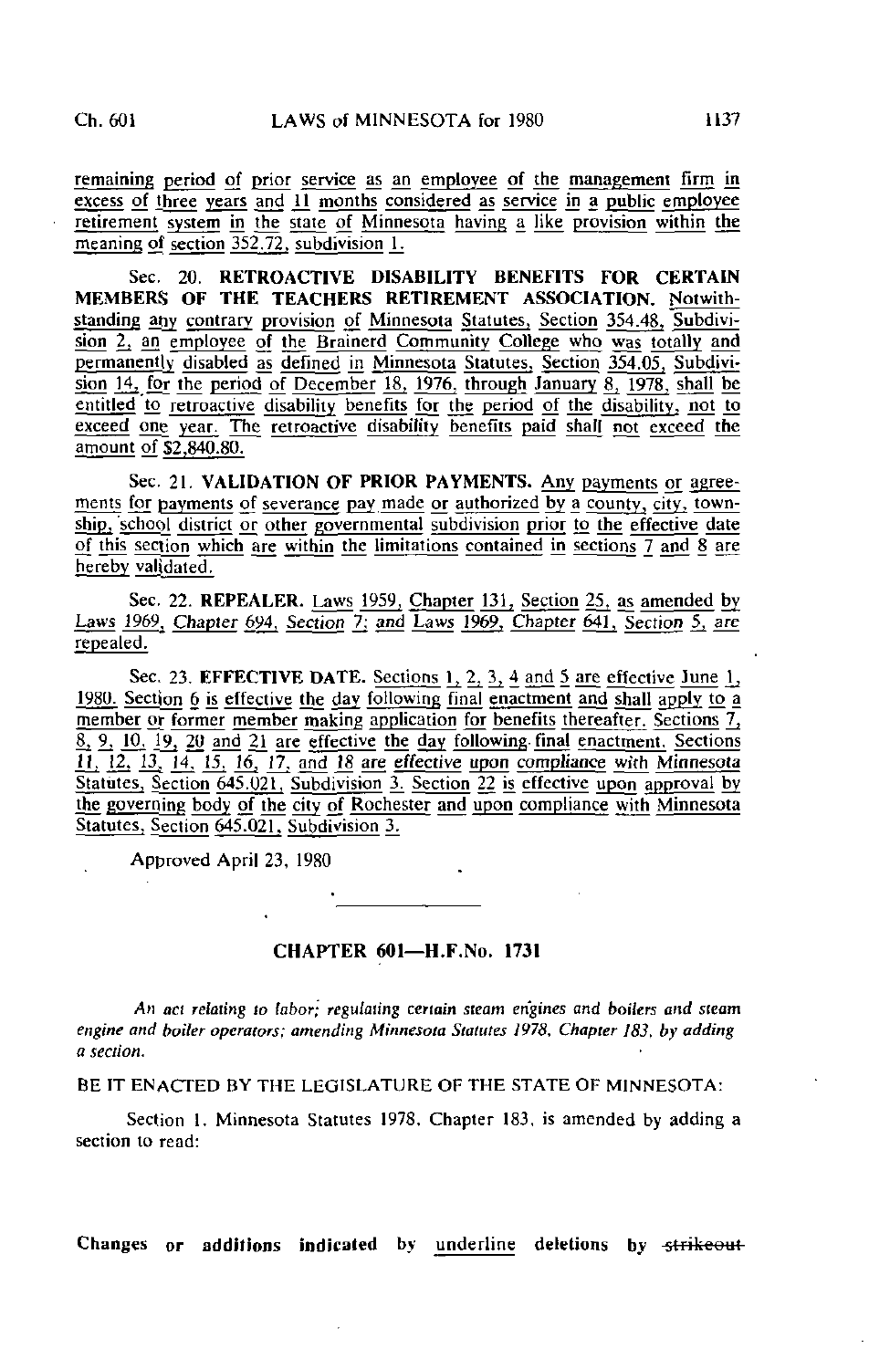remaining period of prior service as an employee of the management firm in excess of three years and 11 months considered as service in a public employee retirement system in the state of Minnesota having a like provision within the meaning of section 352.72, subdivision 1.

Sec. 20. **RETROACTIVE DISABILITY BENEFITS FOR CERTAIN MEMBERS OF THE TEACHERS RETIREMENT ASSOCIATION.** Notwithstanding any contrary provision of Minnesota Statutes, Section 354.48, Subdivision 2, an employee of the Brainerd Community College who was totally and permanently disabled as defined in Minnesota Statutes, Section 354.05, Subdivision 14, for the period of December 18, 1976, through January 8, 1978, shall be entitled to retroactive disability benefits for the period of the disability, not to exceed one year. The retroactive disability benefits paid shall not exceed the amount of $2,840.80.

Sec. 21. **VALIDATION OF PRIOR PAYMENTS.** Any payments or agreements for payments of severance pay made or authorized by a county, city, township, school district or other governmental subdivision prior to the effective date of this section which are within the limitations contained in sections 7 and 8 are hereby validated.

Sec. 22. **REPEALER.** Laws 1959, Chapter 131, Section 25, as amended by Laws 1969, Chapter 694, Section 7; and Laws 1969, Chapter 641, Section 5, are repealed.

Sec. 23. **EFFECTIVE DATE.** Sections 1, 2, 3, 4 and 5 are effective June 1, 1980. Section 6 is effective the day following final enactment and shall apply to a member or former member making application for benefits thereafter. Sections 7, 8, 9, 10, 19, 20 and 21 are effective the day following final enactment. Sections 11, 12, 13, 14, 15, 16, 17, and 18 are effective upon compliance with Minnesota Statutes, Section 645.021, Subdivision 3. Section 22 is effective upon approval by the governing body of the city of Rochester and upon compliance with Minnesota Statutes, Section 645.021, Subdivision 3.

Approved April 23, 1980

## CHAPTER 601—H.F.No. 1731

*An act relating to labor; regulating certain steam engines and boilers and steam engine and boiler operators; amending Minnesota Statutes 1978, Chapter 183, by adding a section.*

BE IT ENACTED BY THE LEGISLATURE OF THE STATE OF MINNESOTA:

Section 1. Minnesota Statutes 1978, Chapter 183, is amended by adding a section to read:

**Changes or additions indicated by** underline **deletions by** ~~strikeout~~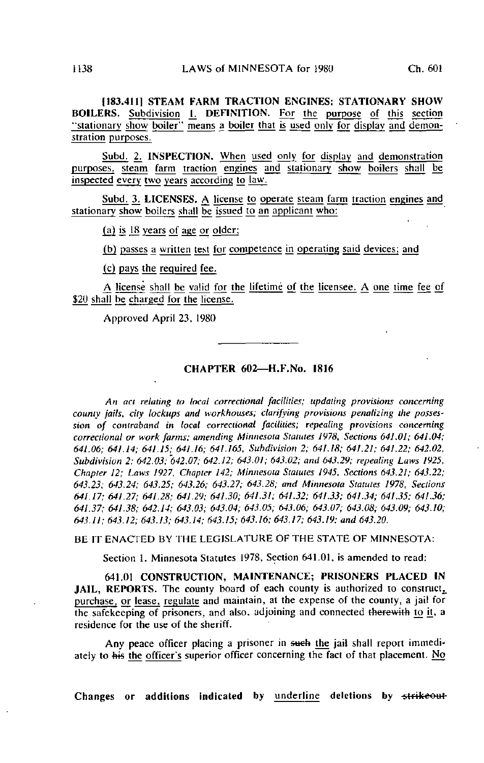[183.411] STEAM FARM TRACTION ENGINES; STATIONARY SHOW BOILERS. Subdivision 1. DEFINITION. For the purpose of this section "stationary show boiler" means a boiler that is used only for display and demonstration purposes.

Subd. 2. INSPECTION. When used only for display and demonstration purposes, steam farm traction engines and stationary show boilers shall be inspected every two years according to law.

Subd. 3. LICENSES. A license to operate steam farm traction engines and stationary show boilers shall be issued to an applicant who:

(a) is 18 years of age or older;

(b) passes a written test for competence in operating said devices; and

(c) pays the required fee.

A license shall be valid for the lifetime of the licensee. A one time fee of $20 shall be charged for the license.

Approved April 23, 1980

## CHAPTER 602—H.F.No. 1816

*An act relating to local correctional facilities; updating provisions concerning county jails, city lockups and workhouses; clarifying provisions penalizing the possession of contraband in local correctional facilities; repealing provisions concerning correctional or work farms; amending Minnesota Statutes 1978, Sections 641.01; 641.04; 641.06; 641.14; 641.15; 641.16; 641.165, Subdivision 2; 641.18; 641.21; 641.22; 642.02, Subdivision 2; 642.03; 642.07; 642.12; 643.01; 643.02; and 643.29; repealing Laws 1925, Chapter 12; Laws 1927, Chapter 142; Minnesota Statutes 1945, Sections 643.21; 643.22; 643.23; 643.24; 643.25; 643.26; 643.27; 643.28; and Minnesota Statutes 1978, Sections 641.17; 641.27; 641.28; 641.29; 641.30; 641.31; 641.32; 641.33; 641.34; 641.35; 641.36; 641.37; 641.38; 642.14; 643.03; 643.04; 643.05; 643.06; 643.07; 643.08; 643.09; 643.10; 643.11; 643.12; 643.13; 643.14; 643.15; 643.16; 643.17; 643.19; and 643.20.*

BE IT ENACTED BY THE LEGISLATURE OF THE STATE OF MINNESOTA:

Section 1. Minnesota Statutes 1978, Section 641.01, is amended to read:

641.01 CONSTRUCTION, MAINTENANCE; PRISONERS PLACED IN JAIL, REPORTS. The county board of each county is authorized to construct, purchase, or lease, regulate and maintain, at the expense of the county, a jail for the safekeeping of prisoners, and also, adjoining and connected ~~therewith~~ to it, a residence for the use of the sheriff.

Any peace officer placing a prisoner in ~~such~~ the jail shall report immediately to ~~his~~ the officer's superior officer concerning the fact of that placement. No

Changes or additions indicated by underline deletions by ~~strikeout~~